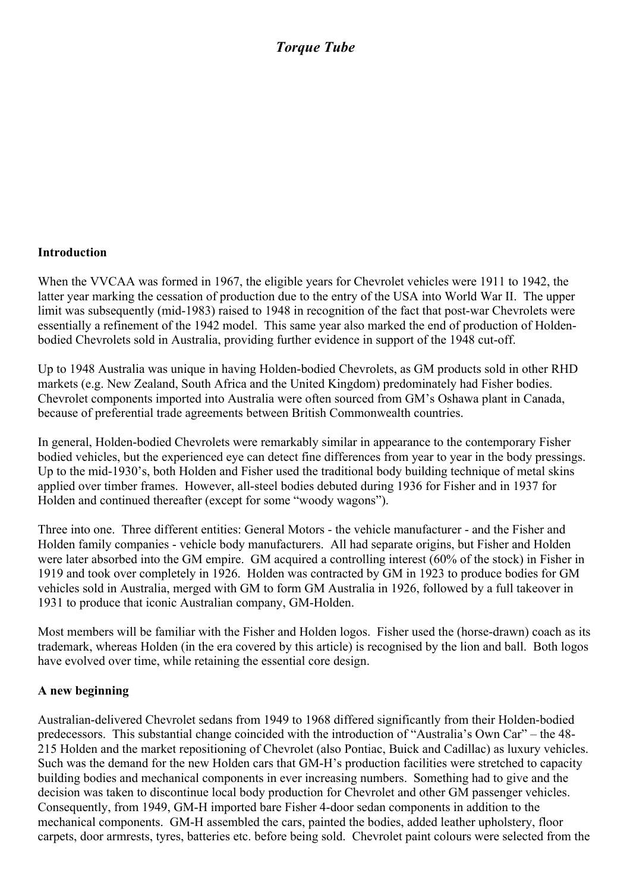# *Torque Tube*

**Introduction**

When the VVCAA was formed in 1967, the eligible years for Chevrolet vehicles were 1911 to 1942, the latter year marking the cessation of production due to the entry of the USA into World War II. The upper limit was subsequently (mid-1983) raised to 1948 in recognition of the fact that post-war Chevrolets were essentially a refinement of the 1942 model. This same year also marked the end of production of Holden-bodied Chevrolets sold in Australia, providing further evidence in support of the 1948 cut-off.

Up to 1948 Australia was unique in having Holden-bodied Chevrolets, as GM products sold in other RHD markets (e.g. New Zealand, South Africa and the United Kingdom) predominately had Fisher bodies. Chevrolet components imported into Australia were often sourced from GM's Oshawa plant in Canada, because of preferential trade agreements between British Commonwealth countries.

In general, Holden-bodied Chevrolets were remarkably similar in appearance to the contemporary Fisher bodied vehicles, but the experienced eye can detect fine differences from year to year in the body pressings. Up to the mid-1930's, both Holden and Fisher used the traditional body building technique of metal skins applied over timber frames. However, all-steel bodies debuted during 1936 for Fisher and in 1937 for Holden and continued thereafter (except for some "woody wagons").

Three into one. Three different entities: General Motors - the vehicle manufacturer - and the Fisher and Holden family companies - vehicle body manufacturers. All had separate origins, but Fisher and Holden were later absorbed into the GM empire. GM acquired a controlling interest (60% of the stock) in Fisher in 1919 and took over completely in 1926. Holden was contracted by GM in 1923 to produce bodies for GM vehicles sold in Australia, merged with GM to form GM Australia in 1926, followed by a full takeover in 1931 to produce that iconic Australian company, GM-Holden.

Most members will be familiar with the Fisher and Holden logos. Fisher used the (horse-drawn) coach as its trademark, whereas Holden (in the era covered by this article) is recognised by the lion and ball. Both logos have evolved over time, while retaining the essential core design.

**A new beginning**

Australian-delivered Chevrolet sedans from 1949 to 1968 differed significantly from their Holden-bodied predecessors. This substantial change coincided with the introduction of "Australia's Own Car" – the 48-215 Holden and the market repositioning of Chevrolet (also Pontiac, Buick and Cadillac) as luxury vehicles. Such was the demand for the new Holden cars that GM-H's production facilities were stretched to capacity building bodies and mechanical components in ever increasing numbers. Something had to give and the decision was taken to discontinue local body production for Chevrolet and other GM passenger vehicles. Consequently, from 1949, GM-H imported bare Fisher 4-door sedan components in addition to the mechanical components. GM-H assembled the cars, painted the bodies, added leather upholstery, floor carpets, door armrests, tyres, batteries etc. before being sold. Chevrolet paint colours were selected from the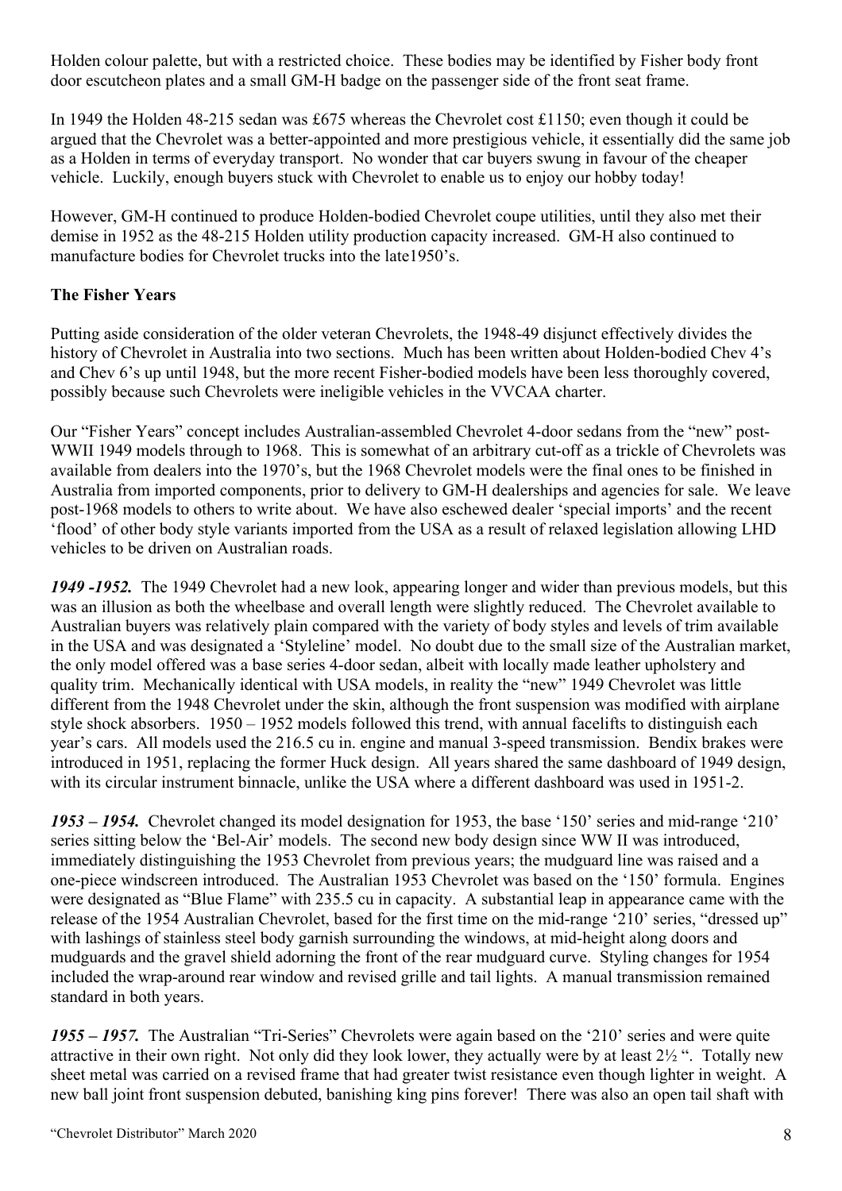Holden colour palette, but with a restricted choice. These bodies may be identified by Fisher body front door escutcheon plates and a small GM-H badge on the passenger side of the front seat frame.

In 1949 the Holden 48-215 sedan was £675 whereas the Chevrolet cost £1150; even though it could be argued that the Chevrolet was a better-appointed and more prestigious vehicle, it essentially did the same job as a Holden in terms of everyday transport. No wonder that car buyers swung in favour of the cheaper vehicle. Luckily, enough buyers stuck with Chevrolet to enable us to enjoy our hobby today!

However, GM-H continued to produce Holden-bodied Chevrolet coupe utilities, until they also met their demise in 1952 as the 48-215 Holden utility production capacity increased. GM-H also continued to manufacture bodies for Chevrolet trucks into the late1950's.

**The Fisher Years**

Putting aside consideration of the older veteran Chevrolets, the 1948-49 disjunct effectively divides the history of Chevrolet in Australia into two sections. Much has been written about Holden-bodied Chev 4's and Chev 6's up until 1948, but the more recent Fisher-bodied models have been less thoroughly covered, possibly because such Chevrolets were ineligible vehicles in the VVCAA charter.

Our "Fisher Years" concept includes Australian-assembled Chevrolet 4-door sedans from the "new" post-WWII 1949 models through to 1968. This is somewhat of an arbitrary cut-off as a trickle of Chevrolets was available from dealers into the 1970's, but the 1968 Chevrolet models were the final ones to be finished in Australia from imported components, prior to delivery to GM-H dealerships and agencies for sale. We leave post-1968 models to others to write about. We have also eschewed dealer 'special imports' and the recent 'flood' of other body style variants imported from the USA as a result of relaxed legislation allowing LHD vehicles to be driven on Australian roads.

***1949 -1952.*** The 1949 Chevrolet had a new look, appearing longer and wider than previous models, but this was an illusion as both the wheelbase and overall length were slightly reduced. The Chevrolet available to Australian buyers was relatively plain compared with the variety of body styles and levels of trim available in the USA and was designated a 'Styleline' model. No doubt due to the small size of the Australian market, the only model offered was a base series 4-door sedan, albeit with locally made leather upholstery and quality trim. Mechanically identical with USA models, in reality the "new" 1949 Chevrolet was little different from the 1948 Chevrolet under the skin, although the front suspension was modified with airplane style shock absorbers. 1950 – 1952 models followed this trend, with annual facelifts to distinguish each year's cars. All models used the 216.5 cu in. engine and manual 3-speed transmission. Bendix brakes were introduced in 1951, replacing the former Huck design. All years shared the same dashboard of 1949 design, with its circular instrument binnacle, unlike the USA where a different dashboard was used in 1951-2.

***1953 – 1954.*** Chevrolet changed its model designation for 1953, the base '150' series and mid-range '210' series sitting below the 'Bel-Air' models. The second new body design since WW II was introduced, immediately distinguishing the 1953 Chevrolet from previous years; the mudguard line was raised and a one-piece windscreen introduced. The Australian 1953 Chevrolet was based on the '150' formula. Engines were designated as "Blue Flame" with 235.5 cu in capacity. A substantial leap in appearance came with the release of the 1954 Australian Chevrolet, based for the first time on the mid-range '210' series, "dressed up" with lashings of stainless steel body garnish surrounding the windows, at mid-height along doors and mudguards and the gravel shield adorning the front of the rear mudguard curve. Styling changes for 1954 included the wrap-around rear window and revised grille and tail lights. A manual transmission remained standard in both years.

***1955 – 1957.*** The Australian "Tri-Series" Chevrolets were again based on the '210' series and were quite attractive in their own right. Not only did they look lower, they actually were by at least 2½ ". Totally new sheet metal was carried on a revised frame that had greater twist resistance even though lighter in weight. A new ball joint front suspension debuted, banishing king pins forever! There was also an open tail shaft with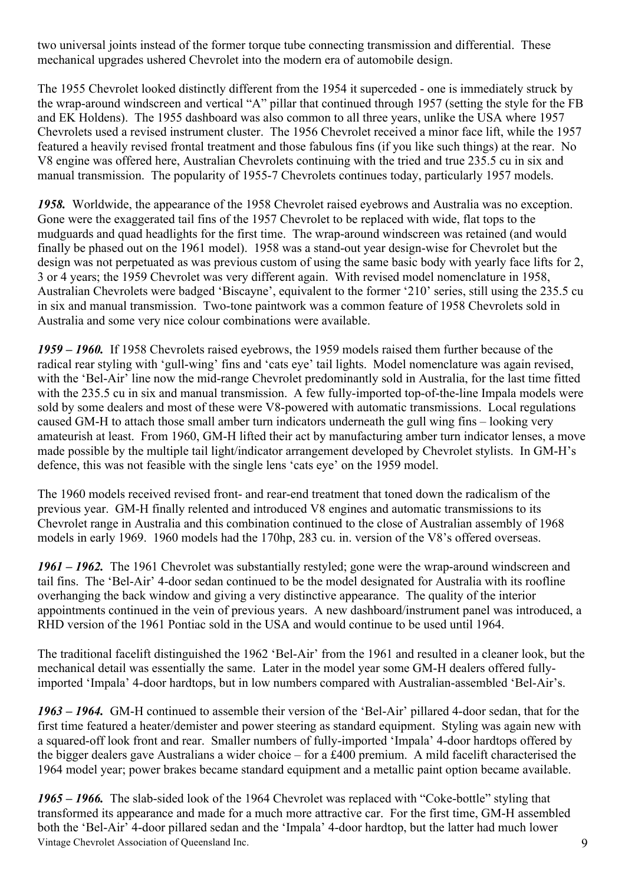two universal joints instead of the former torque tube connecting transmission and differential. These mechanical upgrades ushered Chevrolet into the modern era of automobile design.

The 1955 Chevrolet looked distinctly different from the 1954 it superceded - one is immediately struck by the wrap-around windscreen and vertical "A" pillar that continued through 1957 (setting the style for the FB and EK Holdens). The 1955 dashboard was also common to all three years, unlike the USA where 1957 Chevrolets used a revised instrument cluster. The 1956 Chevrolet received a minor face lift, while the 1957 featured a heavily revised frontal treatment and those fabulous fins (if you like such things) at the rear. No V8 engine was offered here, Australian Chevrolets continuing with the tried and true 235.5 cu in six and manual transmission. The popularity of 1955-7 Chevrolets continues today, particularly 1957 models.

***1958.*** Worldwide, the appearance of the 1958 Chevrolet raised eyebrows and Australia was no exception. Gone were the exaggerated tail fins of the 1957 Chevrolet to be replaced with wide, flat tops to the mudguards and quad headlights for the first time. The wrap-around windscreen was retained (and would finally be phased out on the 1961 model). 1958 was a stand-out year design-wise for Chevrolet but the design was not perpetuated as was previous custom of using the same basic body with yearly face lifts for 2, 3 or 4 years; the 1959 Chevrolet was very different again. With revised model nomenclature in 1958, Australian Chevrolets were badged 'Biscayne', equivalent to the former '210' series, still using the 235.5 cu in six and manual transmission. Two-tone paintwork was a common feature of 1958 Chevrolets sold in Australia and some very nice colour combinations were available.

***1959 – 1960.*** If 1958 Chevrolets raised eyebrows, the 1959 models raised them further because of the radical rear styling with 'gull-wing' fins and 'cats eye' tail lights. Model nomenclature was again revised, with the 'Bel-Air' line now the mid-range Chevrolet predominantly sold in Australia, for the last time fitted with the 235.5 cu in six and manual transmission. A few fully-imported top-of-the-line Impala models were sold by some dealers and most of these were V8-powered with automatic transmissions. Local regulations caused GM-H to attach those small amber turn indicators underneath the gull wing fins – looking very amateurish at least. From 1960, GM-H lifted their act by manufacturing amber turn indicator lenses, a move made possible by the multiple tail light/indicator arrangement developed by Chevrolet stylists. In GM-H's defence, this was not feasible with the single lens 'cats eye' on the 1959 model.

The 1960 models received revised front- and rear-end treatment that toned down the radicalism of the previous year. GM-H finally relented and introduced V8 engines and automatic transmissions to its Chevrolet range in Australia and this combination continued to the close of Australian assembly of 1968 models in early 1969. 1960 models had the 170hp, 283 cu. in. version of the V8's offered overseas.

***1961 – 1962.*** The 1961 Chevrolet was substantially restyled; gone were the wrap-around windscreen and tail fins. The 'Bel-Air' 4-door sedan continued to be the model designated for Australia with its roofline overhanging the back window and giving a very distinctive appearance. The quality of the interior appointments continued in the vein of previous years. A new dashboard/instrument panel was introduced, a RHD version of the 1961 Pontiac sold in the USA and would continue to be used until 1964.

The traditional facelift distinguished the 1962 'Bel-Air' from the 1961 and resulted in a cleaner look, but the mechanical detail was essentially the same. Later in the model year some GM-H dealers offered fully-imported 'Impala' 4-door hardtops, but in low numbers compared with Australian-assembled 'Bel-Air's.

***1963 – 1964.*** GM-H continued to assemble their version of the 'Bel-Air' pillared 4-door sedan, that for the first time featured a heater/demister and power steering as standard equipment. Styling was again new with a squared-off look front and rear. Smaller numbers of fully-imported 'Impala' 4-door hardtops offered by the bigger dealers gave Australians a wider choice – for a £400 premium. A mild facelift characterised the 1964 model year; power brakes became standard equipment and a metallic paint option became available.

***1965 – 1966.*** The slab-sided look of the 1964 Chevrolet was replaced with "Coke-bottle" styling that transformed its appearance and made for a much more attractive car. For the first time, GM-H assembled both the 'Bel-Air' 4-door pillared sedan and the 'Impala' 4-door hardtop, but the latter had much lower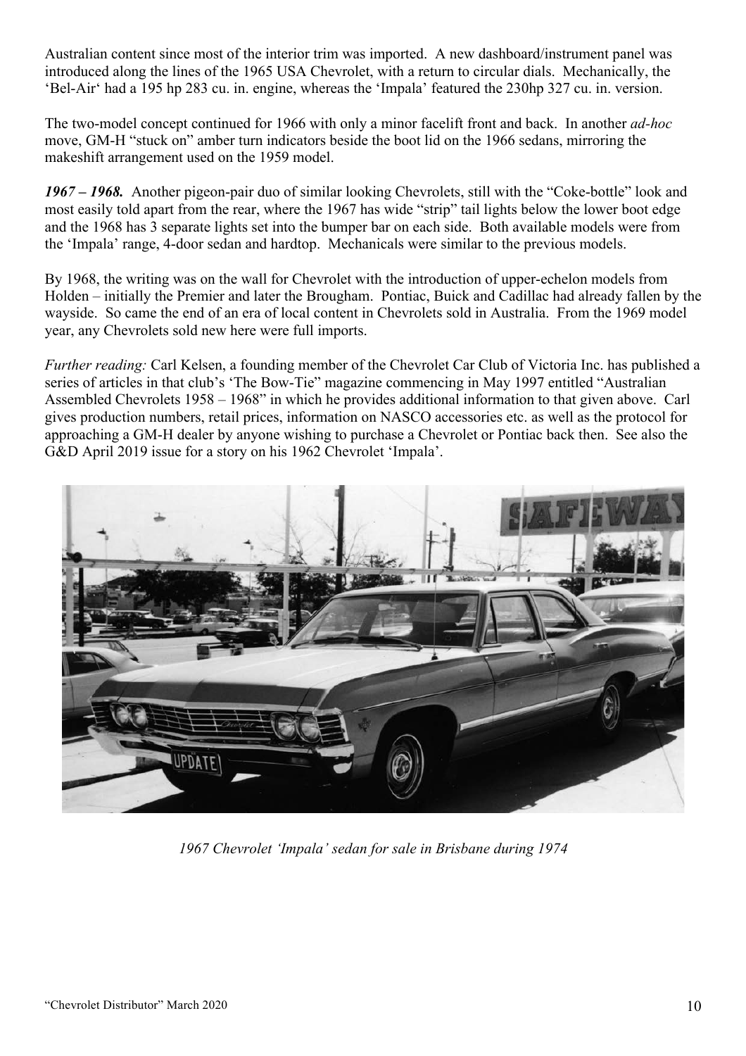Australian content since most of the interior trim was imported. A new dashboard/instrument panel was introduced along the lines of the 1965 USA Chevrolet, with a return to circular dials. Mechanically, the 'Bel-Air' had a 195 hp 283 cu. in. engine, whereas the 'Impala' featured the 230hp 327 cu. in. version.

The two-model concept continued for 1966 with only a minor facelift front and back. In another *ad-hoc* move, GM-H "stuck on" amber turn indicators beside the boot lid on the 1966 sedans, mirroring the makeshift arrangement used on the 1959 model.

***1967 – 1968.*** Another pigeon-pair duo of similar looking Chevrolets, still with the "Coke-bottle" look and most easily told apart from the rear, where the 1967 has wide "strip" tail lights below the lower boot edge and the 1968 has 3 separate lights set into the bumper bar on each side. Both available models were from the 'Impala' range, 4-door sedan and hardtop. Mechanicals were similar to the previous models.

By 1968, the writing was on the wall for Chevrolet with the introduction of upper-echelon models from Holden – initially the Premier and later the Brougham. Pontiac, Buick and Cadillac had already fallen by the wayside. So came the end of an era of local content in Chevrolets sold in Australia. From the 1969 model year, any Chevrolets sold new here were full imports.

*Further reading:* Carl Kelsen, a founding member of the Chevrolet Car Club of Victoria Inc. has published a series of articles in that club's 'The Bow-Tie" magazine commencing in May 1997 entitled "Australian Assembled Chevrolets 1958 – 1968" in which he provides additional information to that given above. Carl gives production numbers, retail prices, information on NASCO accessories etc. as well as the protocol for approaching a GM-H dealer by anyone wishing to purchase a Chevrolet or Pontiac back then. See also the G&D April 2019 issue for a story on his 1962 Chevrolet 'Impala'.

*1967 Chevrolet 'Impala' sedan for sale in Brisbane during 1974*